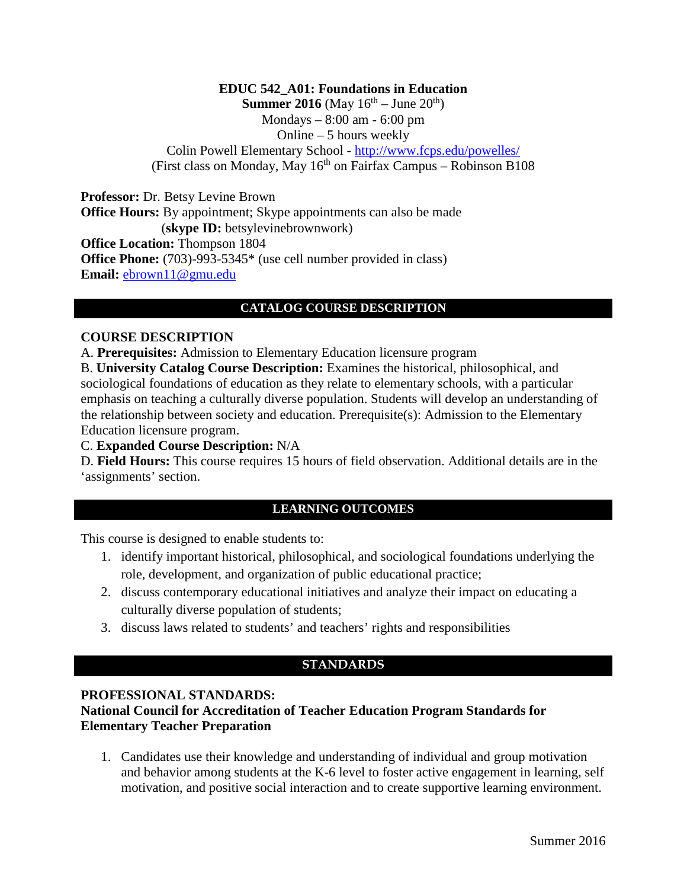**EDUC 542_A01: Foundations in Education**

**Summer 2016** (May 16th – June 20th)

Mondays – 8:00 am - 6:00 pm

Online – 5 hours weekly

Colin Powell Elementary School - http://www.fcps.edu/powelles/

(First class on Monday, May 16th on Fairfax Campus – Robinson B108

**Professor:** Dr. Betsy Levine Brown
**Office Hours:** By appointment; Skype appointments can also be made (**skype ID:** betsylevinebrownwork)
**Office Location:** Thompson 1804
**Office Phone:** (703)-993-5345* (use cell number provided in class)
**Email:** ebrown11@gmu.edu

## CATALOG COURSE DESCRIPTION

### COURSE DESCRIPTION

A. **Prerequisites:** Admission to Elementary Education licensure program
B. **University Catalog Course Description:** Examines the historical, philosophical, and sociological foundations of education as they relate to elementary schools, with a particular emphasis on teaching a culturally diverse population. Students will develop an understanding of the relationship between society and education. Prerequisite(s): Admission to the Elementary Education licensure program.
C. **Expanded Course Description:** N/A
D. **Field Hours:** This course requires 15 hours of field observation. Additional details are in the 'assignments' section.

## LEARNING OUTCOMES

This course is designed to enable students to:

1. identify important historical, philosophical, and sociological foundations underlying the role, development, and organization of public educational practice;
2. discuss contemporary educational initiatives and analyze their impact on educating a culturally diverse population of students;
3. discuss laws related to students' and teachers' rights and responsibilities

## STANDARDS

### PROFESSIONAL STANDARDS:
### National Council for Accreditation of Teacher Education Program Standards for Elementary Teacher Preparation

1. Candidates use their knowledge and understanding of individual and group motivation and behavior among students at the K-6 level to foster active engagement in learning, self motivation, and positive social interaction and to create supportive learning environment.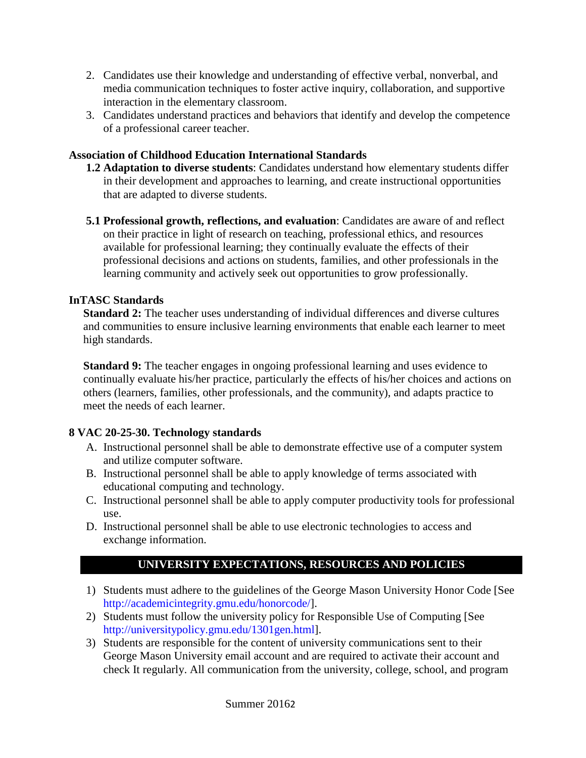2. Candidates use their knowledge and understanding of effective verbal, nonverbal, and media communication techniques to foster active inquiry, collaboration, and supportive interaction in the elementary classroom.
3. Candidates understand practices and behaviors that identify and develop the competence of a professional career teacher.

**Association of Childhood Education International Standards**

**1.2 Adaptation to diverse students**: Candidates understand how elementary students differ in their development and approaches to learning, and create instructional opportunities that are adapted to diverse students.

**5.1 Professional growth, reflections, and evaluation**: Candidates are aware of and reflect on their practice in light of research on teaching, professional ethics, and resources available for professional learning; they continually evaluate the effects of their professional decisions and actions on students, families, and other professionals in the learning community and actively seek out opportunities to grow professionally.

**InTASC Standards**

**Standard 2:** The teacher uses understanding of individual differences and diverse cultures and communities to ensure inclusive learning environments that enable each learner to meet high standards.

**Standard 9:** The teacher engages in ongoing professional learning and uses evidence to continually evaluate his/her practice, particularly the effects of his/her choices and actions on others (learners, families, other professionals, and the community), and adapts practice to meet the needs of each learner.

**8 VAC 20-25-30. Technology standards**

A. Instructional personnel shall be able to demonstrate effective use of a computer system and utilize computer software.
B. Instructional personnel shall be able to apply knowledge of terms associated with educational computing and technology.
C. Instructional personnel shall be able to apply computer productivity tools for professional use.
D. Instructional personnel shall be able to use electronic technologies to access and exchange information.

## UNIVERSITY EXPECTATIONS, RESOURCES AND POLICIES

1) Students must adhere to the guidelines of the George Mason University Honor Code [See http://academicintegrity.gmu.edu/honorcode/].
2) Students must follow the university policy for Responsible Use of Computing [See http://universitypolicy.gmu.edu/1301gen.html].
3) Students are responsible for the content of university communications sent to their George Mason University email account and are required to activate their account and check It regularly. All communication from the university, college, school, and program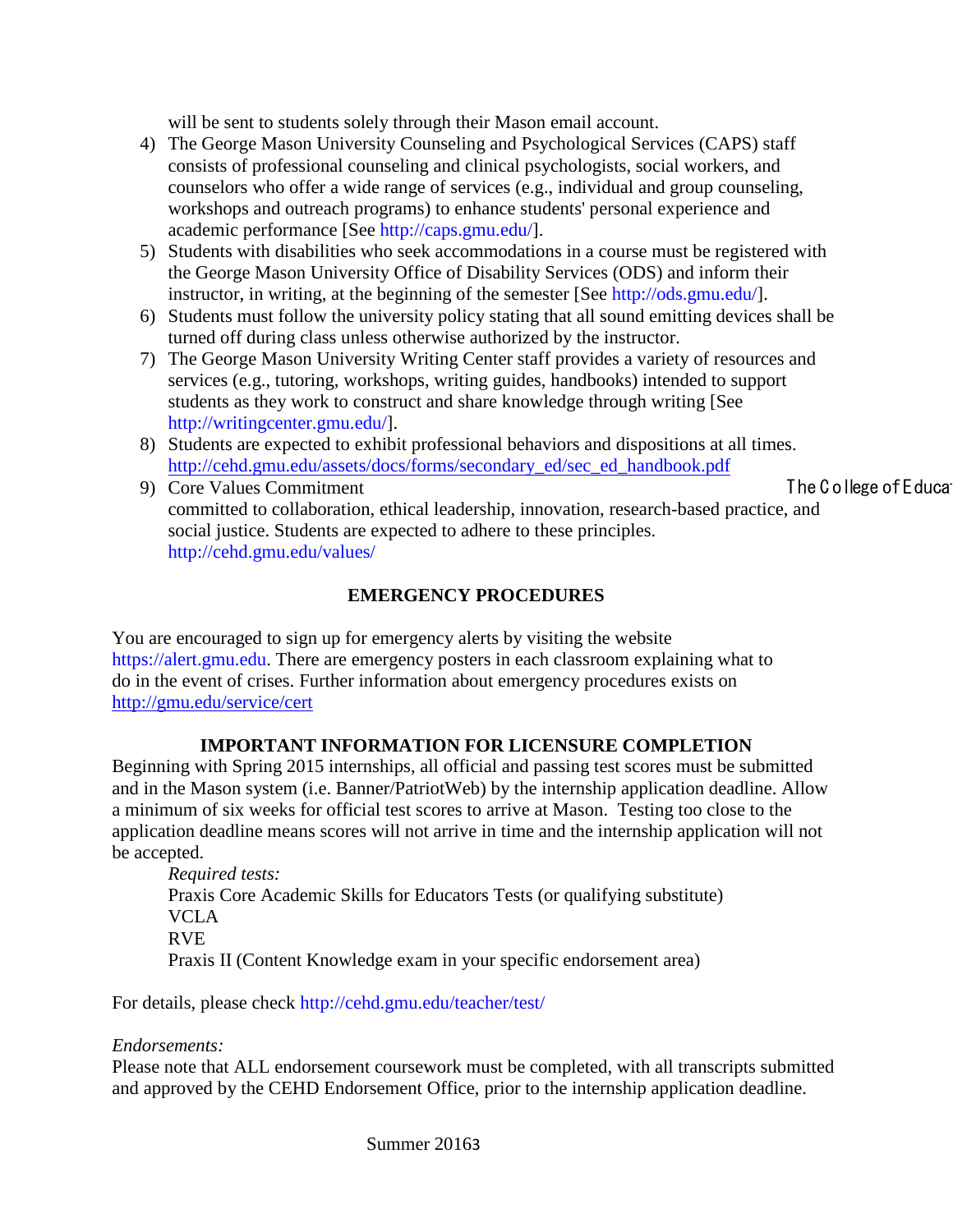will be sent to students solely through their Mason email account.

4) The George Mason University Counseling and Psychological Services (CAPS) staff consists of professional counseling and clinical psychologists, social workers, and counselors who offer a wide range of services (e.g., individual and group counseling, workshops and outreach programs) to enhance students' personal experience and academic performance [See http://caps.gmu.edu/].
5) Students with disabilities who seek accommodations in a course must be registered with the George Mason University Office of Disability Services (ODS) and inform their instructor, in writing, at the beginning of the semester [See http://ods.gmu.edu/].
6) Students must follow the university policy stating that all sound emitting devices shall be turned off during class unless otherwise authorized by the instructor.
7) The George Mason University Writing Center staff provides a variety of resources and services (e.g., tutoring, workshops, writing guides, handbooks) intended to support students as they work to construct and share knowledge through writing [See http://writingcenter.gmu.edu/].
8) Students are expected to exhibit professional behaviors and dispositions at all times. http://cehd.gmu.edu/assets/docs/forms/secondary_ed/sec_ed_handbook.pdf
9) Core Values Commitment The College of Educa committed to collaboration, ethical leadership, innovation, research-based practice, and social justice. Students are expected to adhere to these principles. http://cehd.gmu.edu/values/

## EMERGENCY PROCEDURES

You are encouraged to sign up for emergency alerts by visiting the website https://alert.gmu.edu. There are emergency posters in each classroom explaining what to do in the event of crises. Further information about emergency procedures exists on http://gmu.edu/service/cert

## IMPORTANT INFORMATION FOR LICENSURE COMPLETION

Beginning with Spring 2015 internships, all official and passing test scores must be submitted and in the Mason system (i.e. Banner/PatriotWeb) by the internship application deadline. Allow a minimum of six weeks for official test scores to arrive at Mason. Testing too close to the application deadline means scores will not arrive in time and the internship application will not be accepted.

*Required tests:*
Praxis Core Academic Skills for Educators Tests (or qualifying substitute)
VCLA
RVE
Praxis II (Content Knowledge exam in your specific endorsement area)

For details, please check http://cehd.gmu.edu/teacher/test/

*Endorsements:*
Please note that ALL endorsement coursework must be completed, with all transcripts submitted and approved by the CEHD Endorsement Office, prior to the internship application deadline.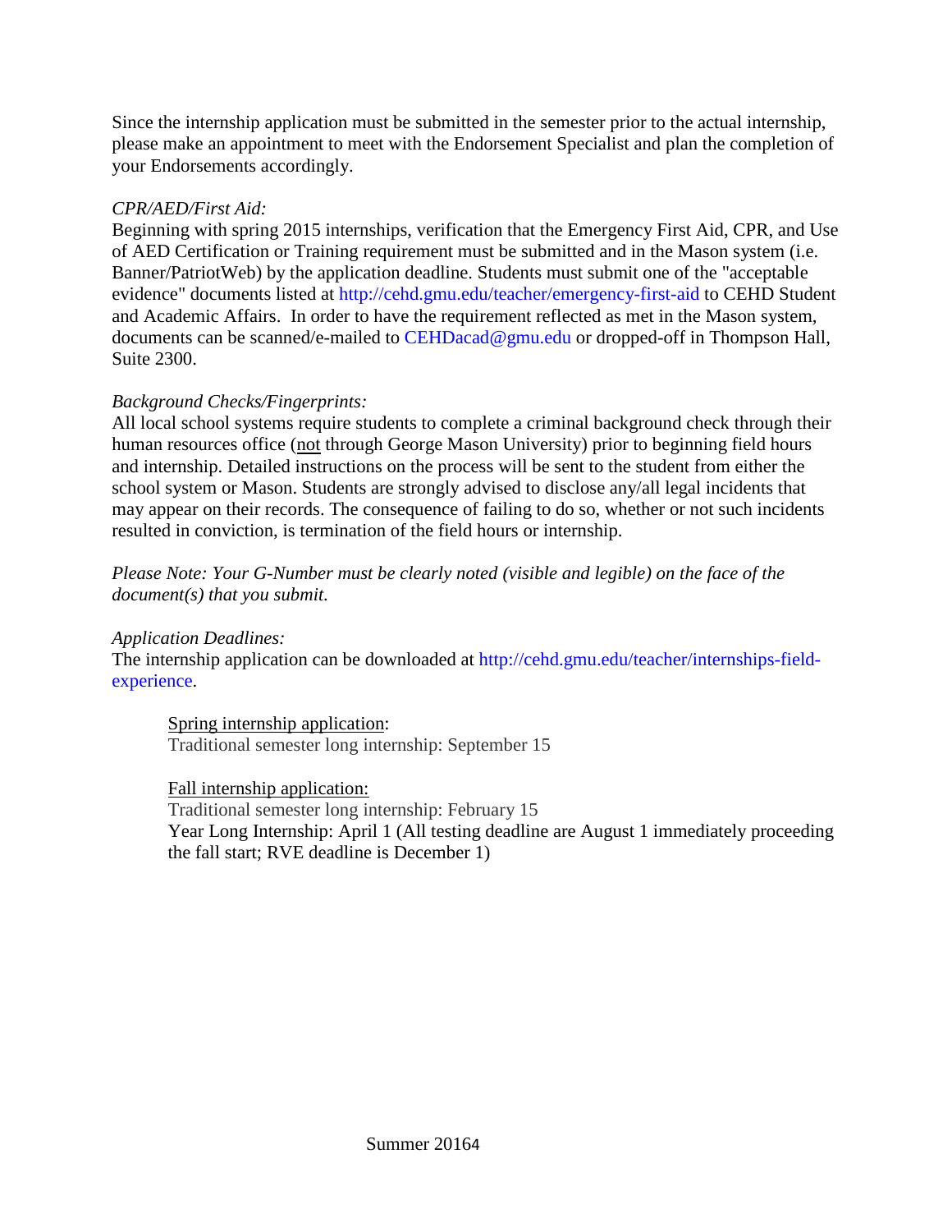Since the internship application must be submitted in the semester prior to the actual internship, please make an appointment to meet with the Endorsement Specialist and plan the completion of your Endorsements accordingly.

*CPR/AED/First Aid:*
Beginning with spring 2015 internships, verification that the Emergency First Aid, CPR, and Use of AED Certification or Training requirement must be submitted and in the Mason system (i.e. Banner/PatriotWeb) by the application deadline. Students must submit one of the "acceptable evidence" documents listed at http://cehd.gmu.edu/teacher/emergency-first-aid to CEHD Student and Academic Affairs. In order to have the requirement reflected as met in the Mason system, documents can be scanned/e-mailed to CEHDacad@gmu.edu or dropped-off in Thompson Hall, Suite 2300.

*Background Checks/Fingerprints:*
All local school systems require students to complete a criminal background check through their human resources office (not through George Mason University) prior to beginning field hours and internship. Detailed instructions on the process will be sent to the student from either the school system or Mason. Students are strongly advised to disclose any/all legal incidents that may appear on their records. The consequence of failing to do so, whether or not such incidents resulted in conviction, is termination of the field hours or internship.

*Please Note: Your G-Number must be clearly noted (visible and legible) on the face of the document(s) that you submit.*

*Application Deadlines:*
The internship application can be downloaded at http://cehd.gmu.edu/teacher/internships-field-experience.

> Spring internship application:
> Traditional semester long internship: September 15
>
> Fall internship application:
> Traditional semester long internship: February 15
> Year Long Internship: April 1 (All testing deadline are August 1 immediately proceeding the fall start; RVE deadline is December 1)

Summer 20164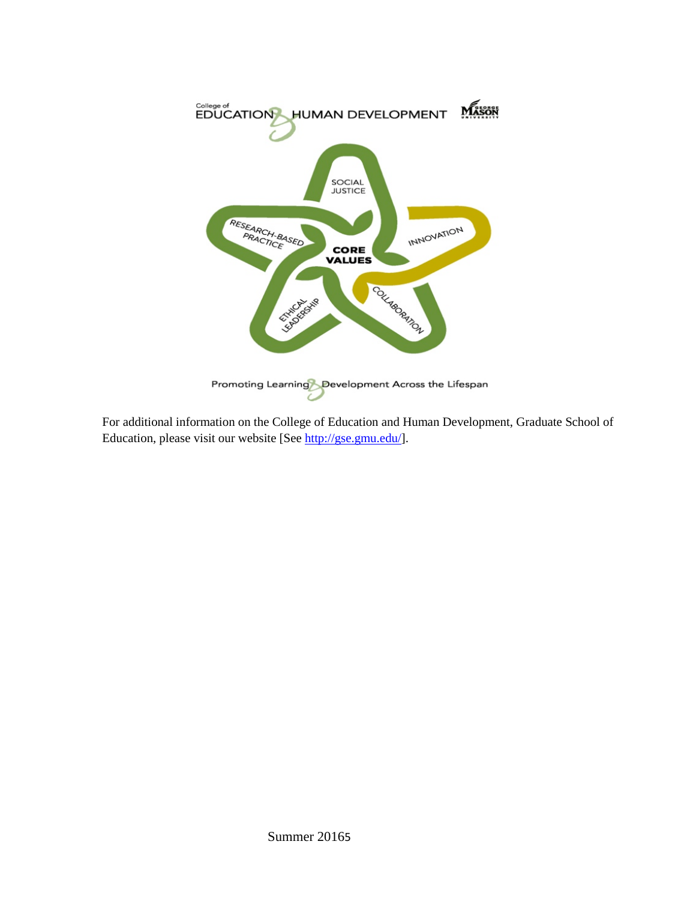For additional information on the College of Education and Human Development, Graduate School of Education, please visit our website [See http://gse.gmu.edu/].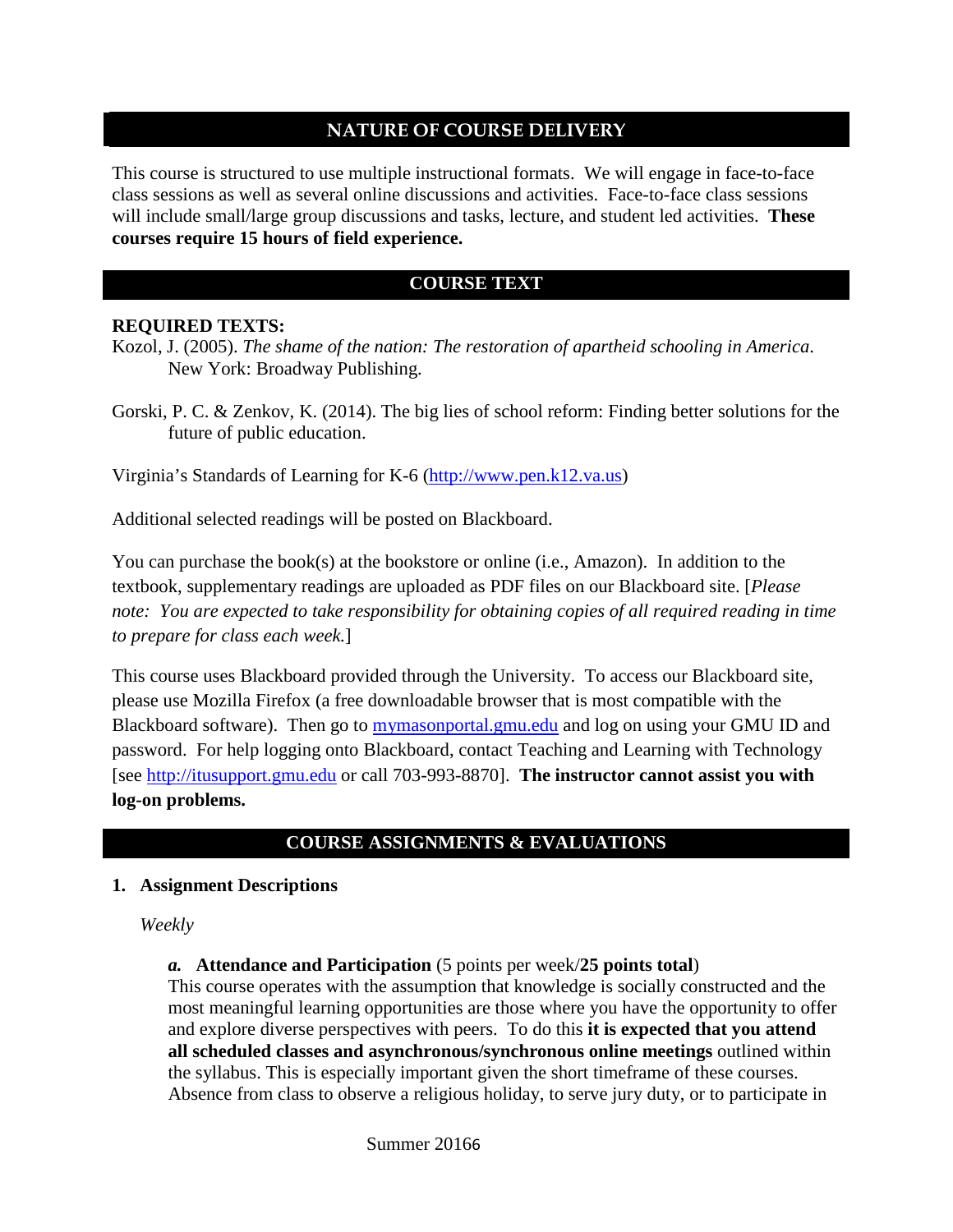## NATURE OF COURSE DELIVERY

This course is structured to use multiple instructional formats. We will engage in face-to-face class sessions as well as several online discussions and activities. Face-to-face class sessions will include small/large group discussions and tasks, lecture, and student led activities. **These courses require 15 hours of field experience.**

## COURSE TEXT

**REQUIRED TEXTS:**

Kozol, J. (2005). *The shame of the nation: The restoration of apartheid schooling in America*. New York: Broadway Publishing.

Gorski, P. C. & Zenkov, K. (2014). The big lies of school reform: Finding better solutions for the future of public education.

Virginia's Standards of Learning for K-6 ([http://www.pen.k12.va.us](http://www.pen.k12.va.us))

Additional selected readings will be posted on Blackboard.

You can purchase the book(s) at the bookstore or online (i.e., Amazon). In addition to the textbook, supplementary readings are uploaded as PDF files on our Blackboard site. [*Please note: You are expected to take responsibility for obtaining copies of all required reading in time to prepare for class each week.*]

This course uses Blackboard provided through the University. To access our Blackboard site, please use Mozilla Firefox (a free downloadable browser that is most compatible with the Blackboard software). Then go to [mymasonportal.gmu.edu](mymasonportal.gmu.edu) and log on using your GMU ID and password. For help logging onto Blackboard, contact Teaching and Learning with Technology [see [http://itusupport.gmu.edu](http://itusupport.gmu.edu) or call 703-993-8870]. **The instructor cannot assist you with log-on problems.**

## COURSE ASSIGNMENTS & EVALUATIONS

**1. Assignment Descriptions**

*Weekly*

***a.*** **Attendance and Participation** (5 points per week/**25 points total**)
This course operates with the assumption that knowledge is socially constructed and the most meaningful learning opportunities are those where you have the opportunity to offer and explore diverse perspectives with peers. To do this **it is expected that you attend all scheduled classes and asynchronous/synchronous online meetings** outlined within the syllabus. This is especially important given the short timeframe of these courses. Absence from class to observe a religious holiday, to serve jury duty, or to participate in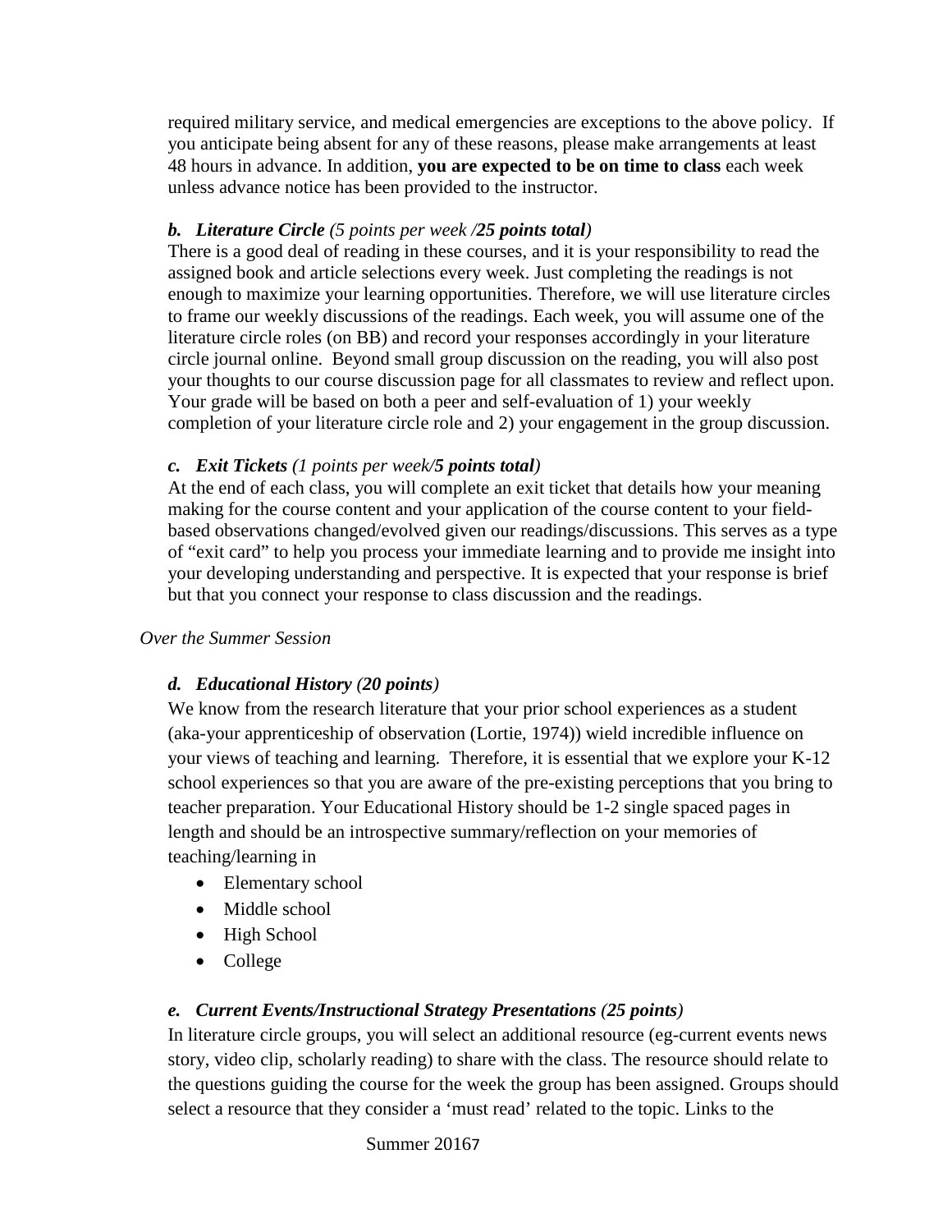required military service, and medical emergencies are exceptions to the above policy. If you anticipate being absent for any of these reasons, please make arrangements at least 48 hours in advance. In addition, **you are expected to be on time to class** each week unless advance notice has been provided to the instructor.

***b. Literature Circle** (5 points per week /**25 points total**)*

There is a good deal of reading in these courses, and it is your responsibility to read the assigned book and article selections every week. Just completing the readings is not enough to maximize your learning opportunities. Therefore, we will use literature circles to frame our weekly discussions of the readings. Each week, you will assume one of the literature circle roles (on BB) and record your responses accordingly in your literature circle journal online. Beyond small group discussion on the reading, you will also post your thoughts to our course discussion page for all classmates to review and reflect upon. Your grade will be based on both a peer and self-evaluation of 1) your weekly completion of your literature circle role and 2) your engagement in the group discussion.

***c. Exit Tickets** (1 points per week/**5 points total**)*

At the end of each class, you will complete an exit ticket that details how your meaning making for the course content and your application of the course content to your field-based observations changed/evolved given our readings/discussions. This serves as a type of "exit card" to help you process your immediate learning and to provide me insight into your developing understanding and perspective. It is expected that your response is brief but that you connect your response to class discussion and the readings.

*Over the Summer Session*

***d. Educational History** (20 points)*

We know from the research literature that your prior school experiences as a student (aka-your apprenticeship of observation (Lortie, 1974)) wield incredible influence on your views of teaching and learning. Therefore, it is essential that we explore your K-12 school experiences so that you are aware of the pre-existing perceptions that you bring to teacher preparation. Your Educational History should be 1-2 single spaced pages in length and should be an introspective summary/reflection on your memories of teaching/learning in

- Elementary school
- Middle school
- High School
- College

***e. Current Events/Instructional Strategy Presentations** (25 points)*

In literature circle groups, you will select an additional resource (eg-current events news story, video clip, scholarly reading) to share with the class. The resource should relate to the questions guiding the course for the week the group has been assigned. Groups should select a resource that they consider a 'must read' related to the topic. Links to the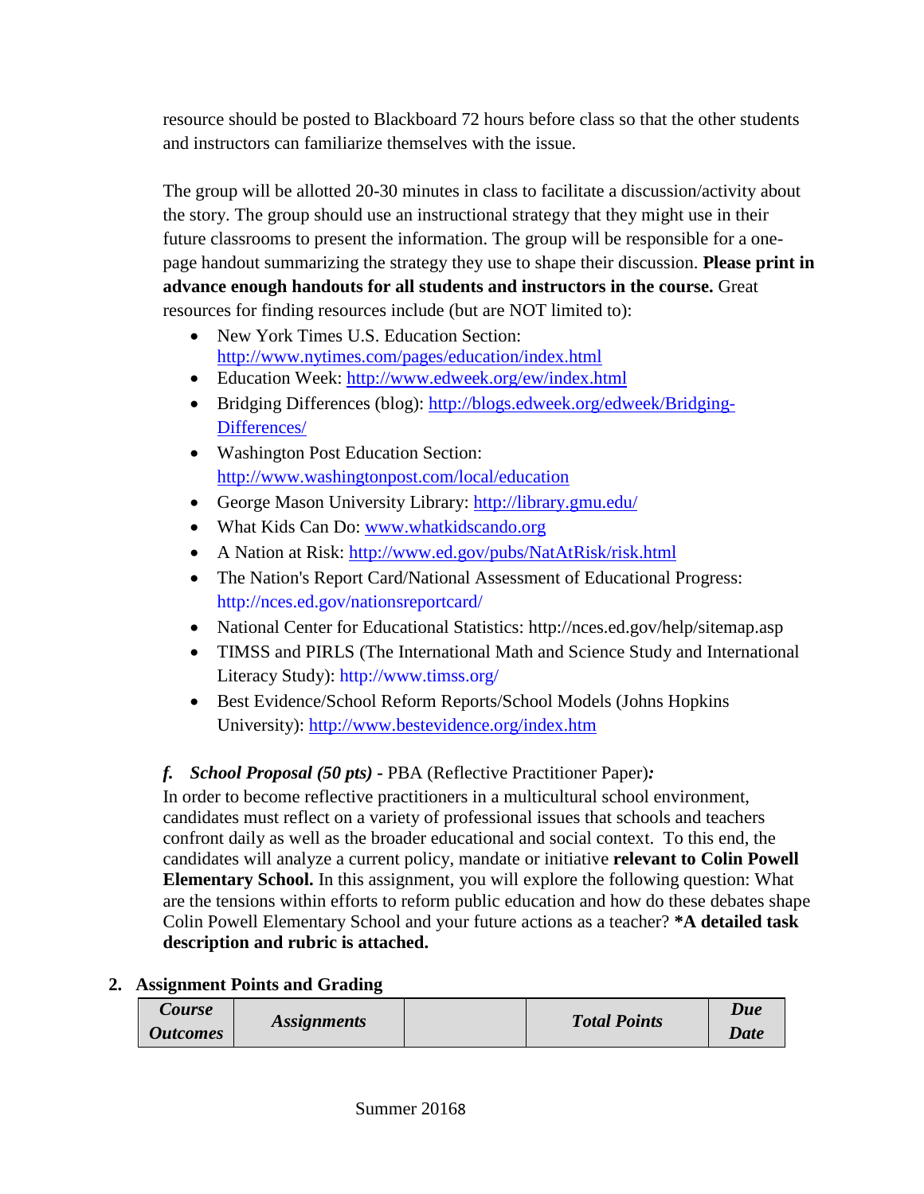resource should be posted to Blackboard 72 hours before class so that the other students and instructors can familiarize themselves with the issue.

The group will be allotted 20-30 minutes in class to facilitate a discussion/activity about the story. The group should use an instructional strategy that they might use in their future classrooms to present the information. The group will be responsible for a one-page handout summarizing the strategy they use to shape their discussion. **Please print in advance enough handouts for all students and instructors in the course.** Great resources for finding resources include (but are NOT limited to):

- New York Times U.S. Education Section: http://www.nytimes.com/pages/education/index.html
- Education Week: http://www.edweek.org/ew/index.html
- Bridging Differences (blog): http://blogs.edweek.org/edweek/Bridging-Differences/
- Washington Post Education Section: http://www.washingtonpost.com/local/education
- George Mason University Library: http://library.gmu.edu/
- What Kids Can Do: www.whatkidscando.org
- A Nation at Risk: http://www.ed.gov/pubs/NatAtRisk/risk.html
- The Nation's Report Card/National Assessment of Educational Progress: http://nces.ed.gov/nationsreportcard/
- National Center for Educational Statistics: http://nces.ed.gov/help/sitemap.asp
- TIMSS and PIRLS (The International Math and Science Study and International Literacy Study): http://www.timss.org/
- Best Evidence/School Reform Reports/School Models (Johns Hopkins University): http://www.bestevidence.org/index.htm

***f. School Proposal (50 pts)*** - PBA (Reflective Practitioner Paper)***:***

In order to become reflective practitioners in a multicultural school environment, candidates must reflect on a variety of professional issues that schools and teachers confront daily as well as the broader educational and social context. To this end, the candidates will analyze a current policy, mandate or initiative **relevant to Colin Powell Elementary School.** In this assignment, you will explore the following question: What are the tensions within efforts to reform public education and how do these debates shape Colin Powell Elementary School and your future actions as a teacher? **\*A detailed task description and rubric is attached.**

## 2. Assignment Points and Grading

| *Course Outcomes* | *Assignments* | | *Total Points* | *Due Date* |
|---|---|---|---|---|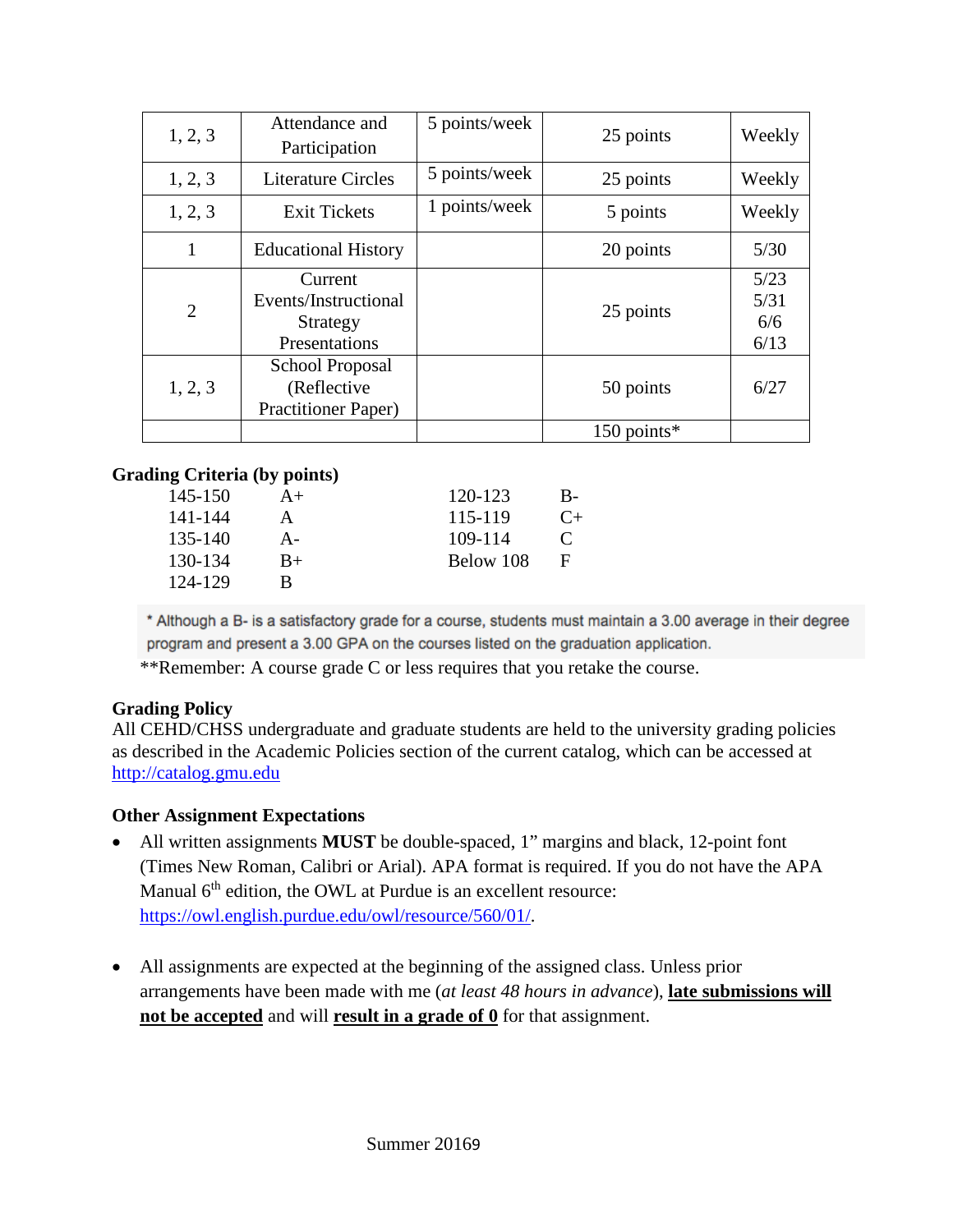| 1, 2, 3 | Attendance and Participation | 5 points/week | 25 points | Weekly |
|---|---|---|---|---|
| 1, 2, 3 | Literature Circles | 5 points/week | 25 points | Weekly |
| 1, 2, 3 | Exit Tickets | 1 points/week | 5 points | Weekly |
| 1 | Educational History | | 20 points | 5/30 |
| 2 | Current Events/Instructional Strategy Presentations | | 25 points | 5/23<br>5/31<br>6/6<br>6/13 |
| 1, 2, 3 | School Proposal (Reflective Practitioner Paper) | | 50 points | 6/27 |
| | | | 150 points* | |

**Grading Criteria (by points)**

| | | | |
|---|---|---|---|
| 145-150 | A+ | 120-123 | B- |
| 141-144 | A | 115-119 | C+ |
| 135-140 | A- | 109-114 | C |
| 130-134 | B+ | Below 108 | F |
| 124-129 | B | | |

* Although a B- is a satisfactory grade for a course, students must maintain a 3.00 average in their degree program and present a 3.00 GPA on the courses listed on the graduation application.

**Remember: A course grade C or less requires that you retake the course.

**Grading Policy**

All CEHD/CHSS undergraduate and graduate students are held to the university grading policies as described in the Academic Policies section of the current catalog, which can be accessed at http://catalog.gmu.edu

**Other Assignment Expectations**

- All written assignments **MUST** be double-spaced, 1" margins and black, 12-point font (Times New Roman, Calibri or Arial). APA format is required. If you do not have the APA Manual 6th edition, the OWL at Purdue is an excellent resource: https://owl.english.purdue.edu/owl/resource/560/01/.

- All assignments are expected at the beginning of the assigned class. Unless prior arrangements have been made with me (*at least 48 hours in advance*), **late submissions will not be accepted** and will **result in a grade of 0** for that assignment.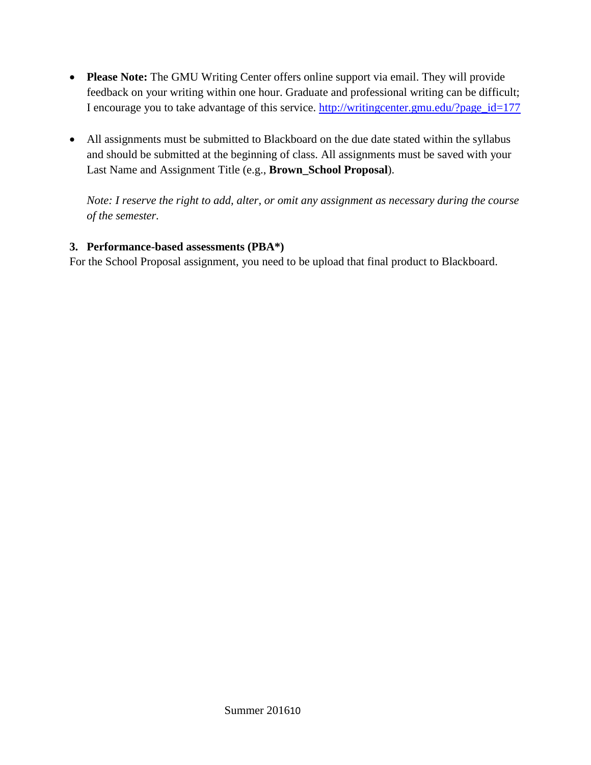- **Please Note:** The GMU Writing Center offers online support via email. They will provide feedback on your writing within one hour. Graduate and professional writing can be difficult; I encourage you to take advantage of this service. [http://writingcenter.gmu.edu/?page_id=177](http://writingcenter.gmu.edu/?page_id=177)

- All assignments must be submitted to Blackboard on the due date stated within the syllabus and should be submitted at the beginning of class. All assignments must be saved with your Last Name and Assignment Title (e.g., **Brown_School Proposal**).

  *Note: I reserve the right to add, alter, or omit any assignment as necessary during the course of the semester.*

**3. Performance-based assessments (PBA*)**

For the School Proposal assignment, you need to be upload that final product to Blackboard.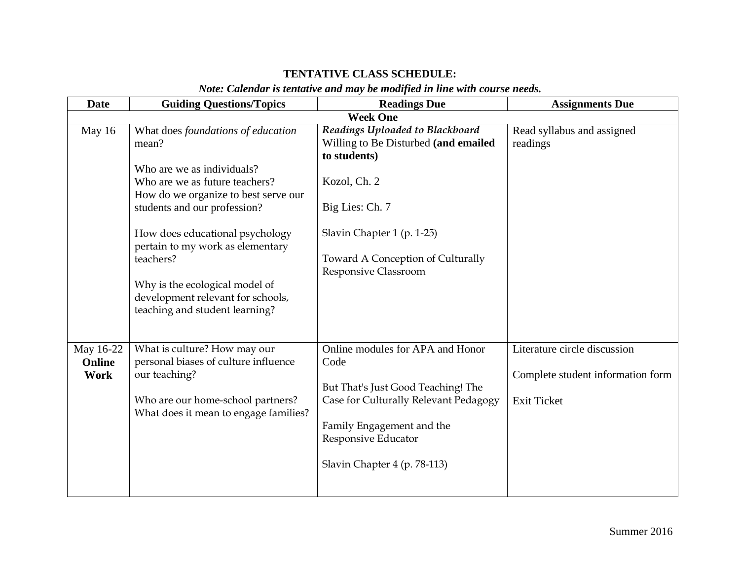**TENTATIVE CLASS SCHEDULE:**

***Note: Calendar is tentative and may be modified in line with course needs.***

| Date | Guiding Questions/Topics | Readings Due | Assignments Due |
|---|---|---|---|
| **Week One** | | | |
| May 16 | What does *foundations of education* mean?<br><br>Who are we as individuals?<br>Who are we as future teachers?<br>How do we organize to best serve our students and our profession?<br><br>How does educational psychology pertain to my work as elementary teachers?<br><br>Why is the ecological model of development relevant for schools, teaching and student learning? | ***Readings Uploaded to Blackboard***<br>Willing to Be Disturbed **(and emailed to students)**<br><br>Kozol, Ch. 2<br><br>Big Lies: Ch. 7<br><br>Slavin Chapter 1 (p. 1-25)<br><br>Toward A Conception of Culturally Responsive Classroom | Read syllabus and assigned readings |
| May 16-22 **Online Work** | What is culture? How may our personal biases of culture influence our teaching?<br><br>Who are our home-school partners? What does it mean to engage families? | Online modules for APA and Honor Code<br><br>But That's Just Good Teaching! The Case for Culturally Relevant Pedagogy<br><br>Family Engagement and the Responsive Educator<br><br>Slavin Chapter 4 (p. 78-113) | Literature circle discussion<br><br>Complete student information form<br><br>Exit Ticket |

Summer 2016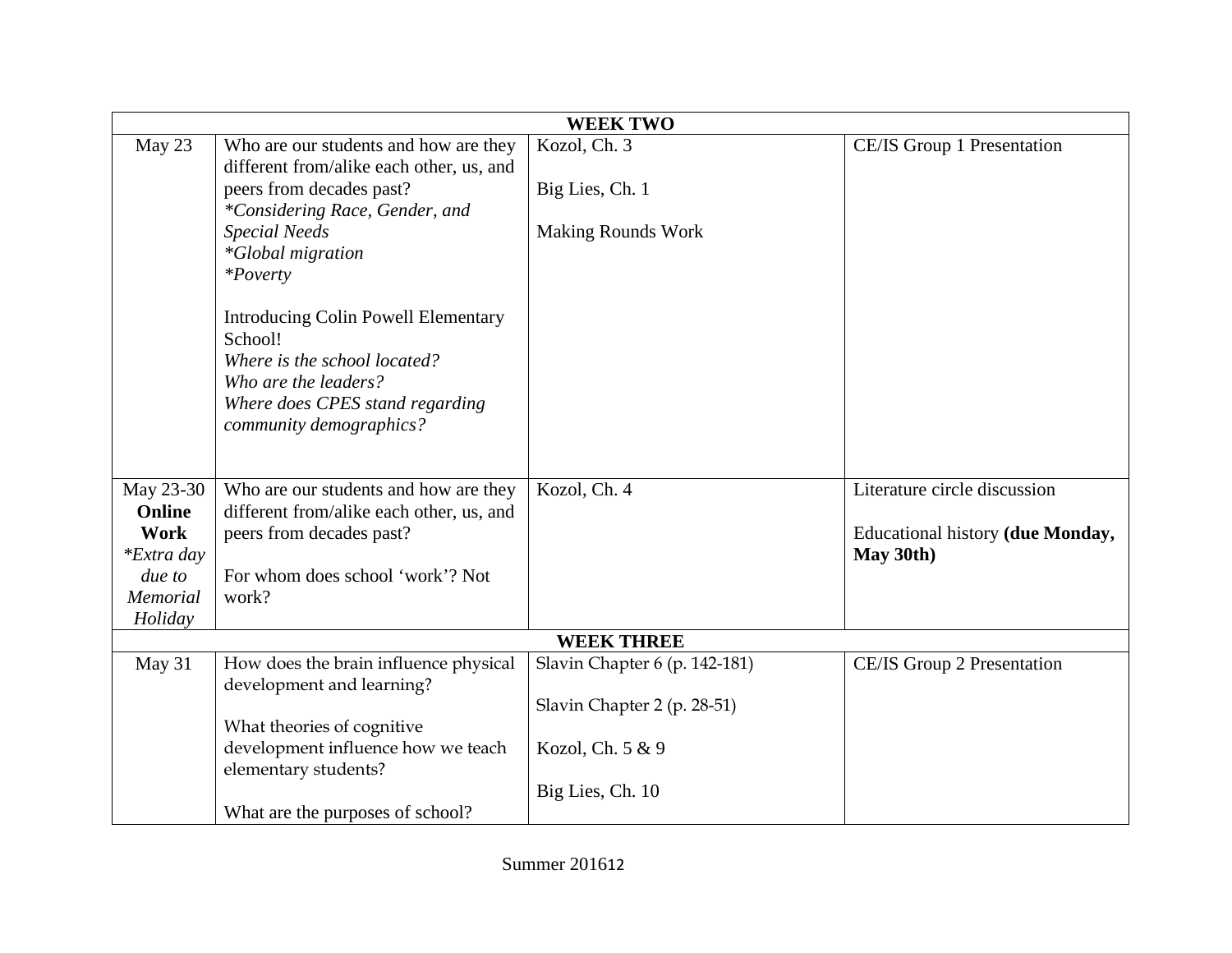| WEEK TWO | | | |
|---|---|---|---|
| May 23 | Who are our students and how are they different from/alike each other, us, and peers from decades past?<br>*\*Considering Race, Gender, and Special Needs*<br>*\*Global migration*<br>*\*Poverty*<br><br>Introducing Colin Powell Elementary School!<br>*Where is the school located?*<br>*Who are the leaders?*<br>*Where does CPES stand regarding community demographics?* | Kozol, Ch. 3<br><br>Big Lies, Ch. 1<br><br>Making Rounds Work | CE/IS Group 1 Presentation |
| May 23-30<br>**Online Work**<br>*\*Extra day due to Memorial Holiday* | Who are our students and how are they different from/alike each other, us, and peers from decades past?<br><br>For whom does school 'work'? Not work? | Kozol, Ch. 4 | Literature circle discussion<br><br>Educational history **(due Monday, May 30th)** |
| **WEEK THREE** | | | |
| May 31 | How does the brain influence physical development and learning?<br><br>What theories of cognitive development influence how we teach elementary students?<br><br>What are the purposes of school? | Slavin Chapter 6 (p. 142-181)<br><br>Slavin Chapter 2 (p. 28-51)<br><br>Kozol, Ch. 5 & 9<br><br>Big Lies, Ch. 10 | CE/IS Group 2 Presentation |

Summer 2016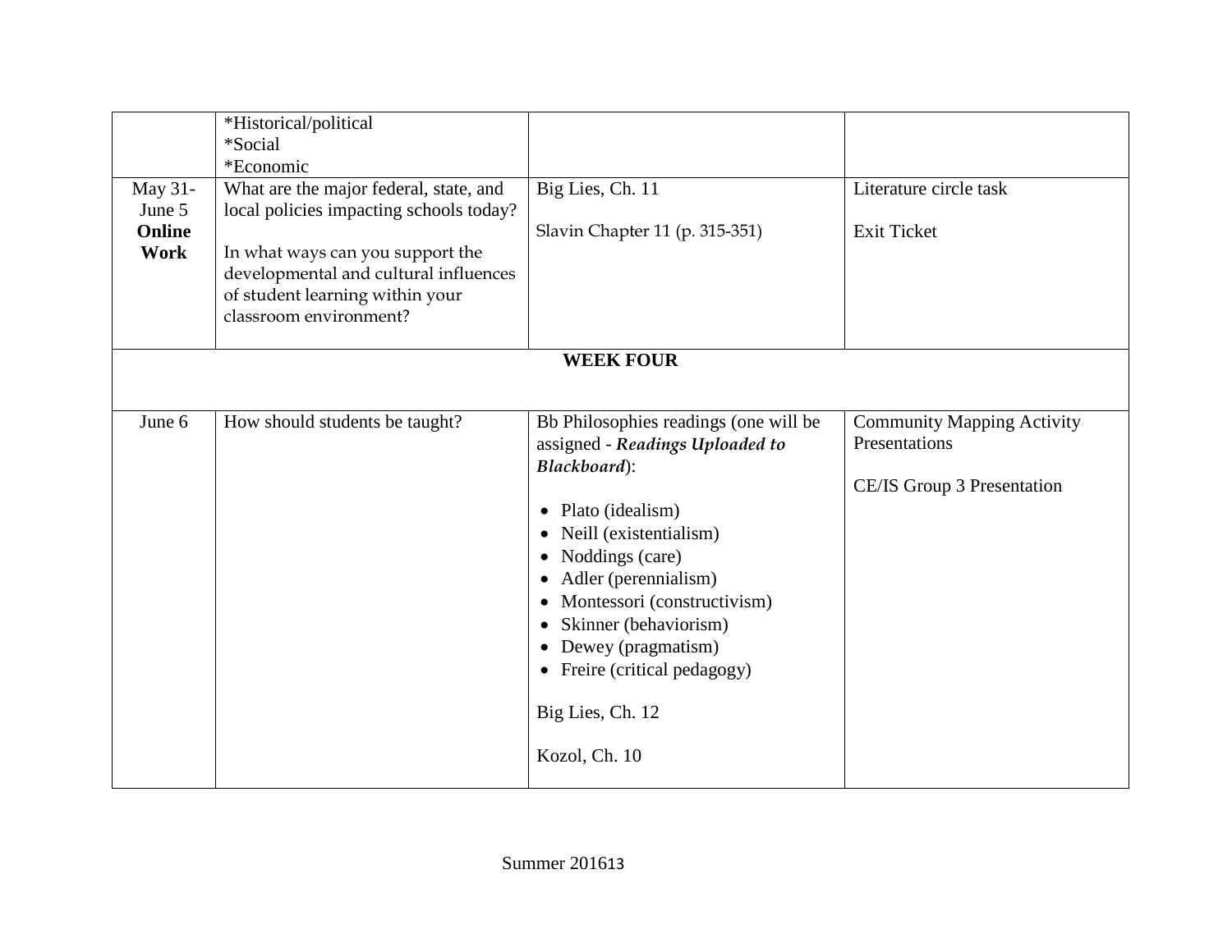| | | | |
|---|---|---|---|
| | *Historical/political<br>*Social<br>*Economic | | |
| May 31-June 5 **Online Work** | What are the major federal, state, and local policies impacting schools today?<br><br>In what ways can you support the developmental and cultural influences of student learning within your classroom environment? | Big Lies, Ch. 11<br><br>Slavin Chapter 11 (p. 315-351) | Literature circle task<br><br>Exit Ticket |
| | **WEEK FOUR** | | |
| June 6 | How should students be taught? | Bb Philosophies readings (one will be assigned - ***Readings Uploaded to Blackboard***):<br><br>• Plato (idealism)<br>• Neill (existentialism)<br>• Noddings (care)<br>• Adler (perennialism)<br>• Montessori (constructivism)<br>• Skinner (behaviorism)<br>• Dewey (pragmatism)<br>• Freire (critical pedagogy)<br><br>Big Lies, Ch. 12<br><br>Kozol, Ch. 10 | Community Mapping Activity Presentations<br><br>CE/IS Group 3 Presentation |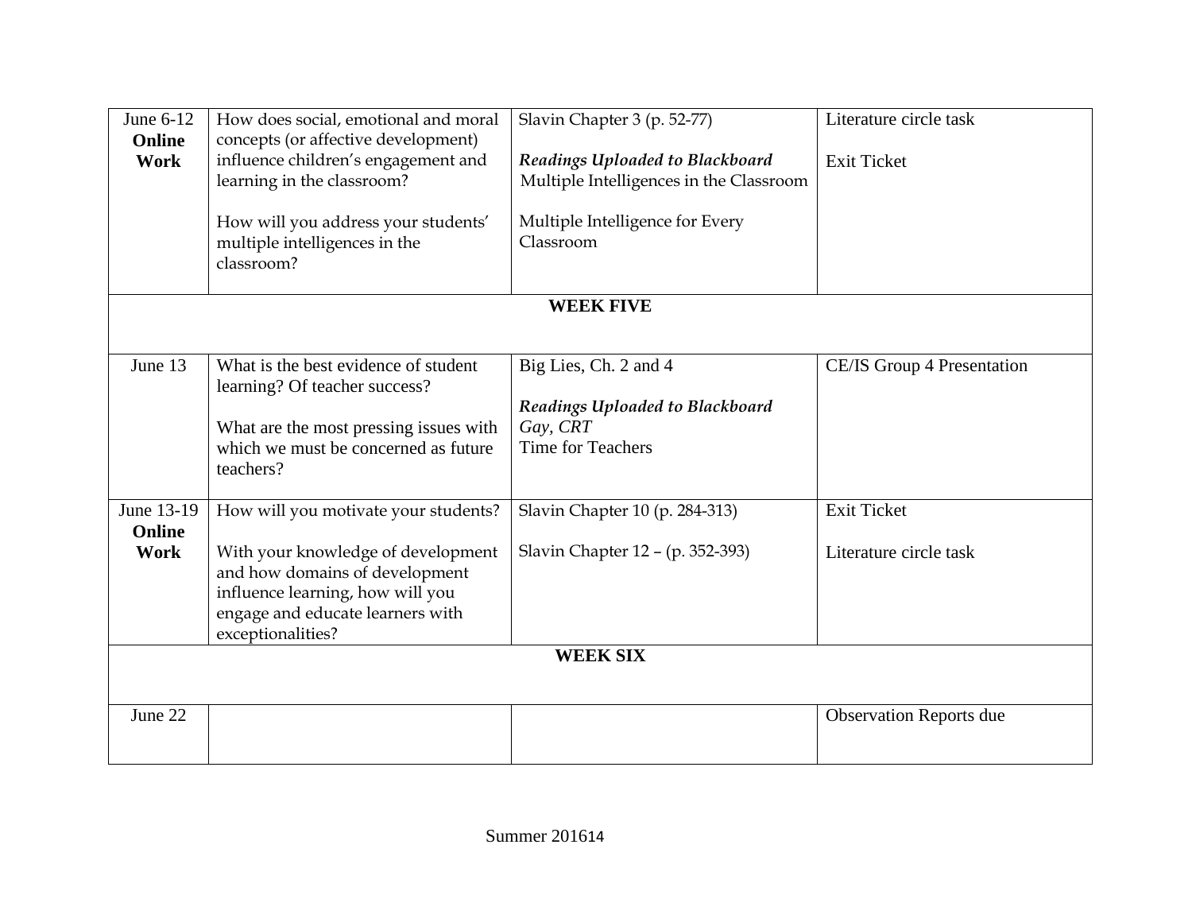| | | | |
|---|---|---|---|
| June 6-12 **Online Work** | How does social, emotional and moral concepts (or affective development) influence children's engagement and learning in the classroom?<br><br>How will you address your students' multiple intelligences in the classroom? | Slavin Chapter 3 (p. 52-77)<br><br>***Readings Uploaded to Blackboard***<br>Multiple Intelligences in the Classroom<br><br>Multiple Intelligence for Every Classroom | Literature circle task<br><br>Exit Ticket |
| **WEEK FIVE** | | | |
| June 13 | What is the best evidence of student learning? Of teacher success?<br><br>What are the most pressing issues with which we must be concerned as future teachers? | Big Lies, Ch. 2 and 4<br><br>***Readings Uploaded to Blackboard***<br>*Gay, CRT*<br>Time for Teachers | CE/IS Group 4 Presentation |
| June 13-19 **Online Work** | How will you motivate your students?<br><br>With your knowledge of development and how domains of development influence learning, how will you engage and educate learners with exceptionalities? | Slavin Chapter 10 (p. 284-313)<br><br>Slavin Chapter 12 – (p. 352-393) | Exit Ticket<br><br>Literature circle task |
| **WEEK SIX** | | | |
| June 22 | | | Observation Reports due |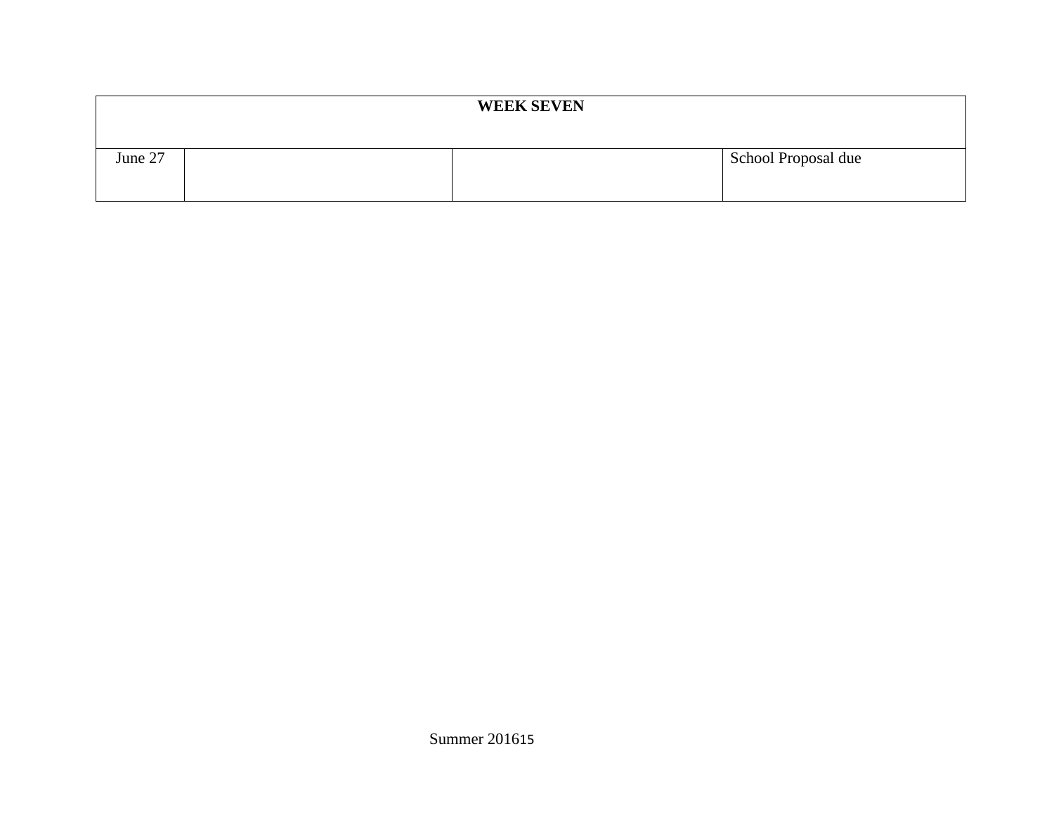| WEEK SEVEN | | | |
|---|---|---|---|
| June 27 | | | School Proposal due |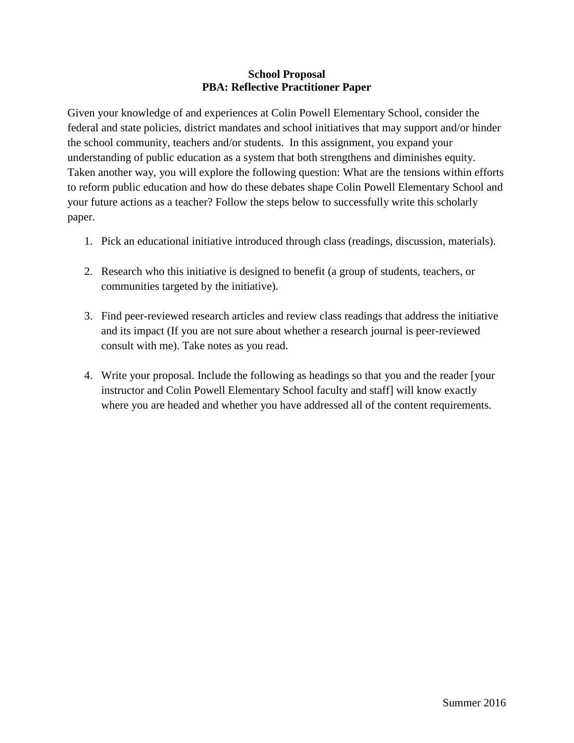**School Proposal**
**PBA: Reflective Practitioner Paper**

Given your knowledge of and experiences at Colin Powell Elementary School, consider the federal and state policies, district mandates and school initiatives that may support and/or hinder the school community, teachers and/or students. In this assignment, you expand your understanding of public education as a system that both strengthens and diminishes equity. Taken another way, you will explore the following question: What are the tensions within efforts to reform public education and how do these debates shape Colin Powell Elementary School and your future actions as a teacher? Follow the steps below to successfully write this scholarly paper.

1. Pick an educational initiative introduced through class (readings, discussion, materials).

2. Research who this initiative is designed to benefit (a group of students, teachers, or communities targeted by the initiative).

3. Find peer-reviewed research articles and review class readings that address the initiative and its impact (If you are not sure about whether a research journal is peer-reviewed consult with me). Take notes as you read.

4. Write your proposal. Include the following as headings so that you and the reader [your instructor and Colin Powell Elementary School faculty and staff] will know exactly where you are headed and whether you have addressed all of the content requirements.

Summer 2016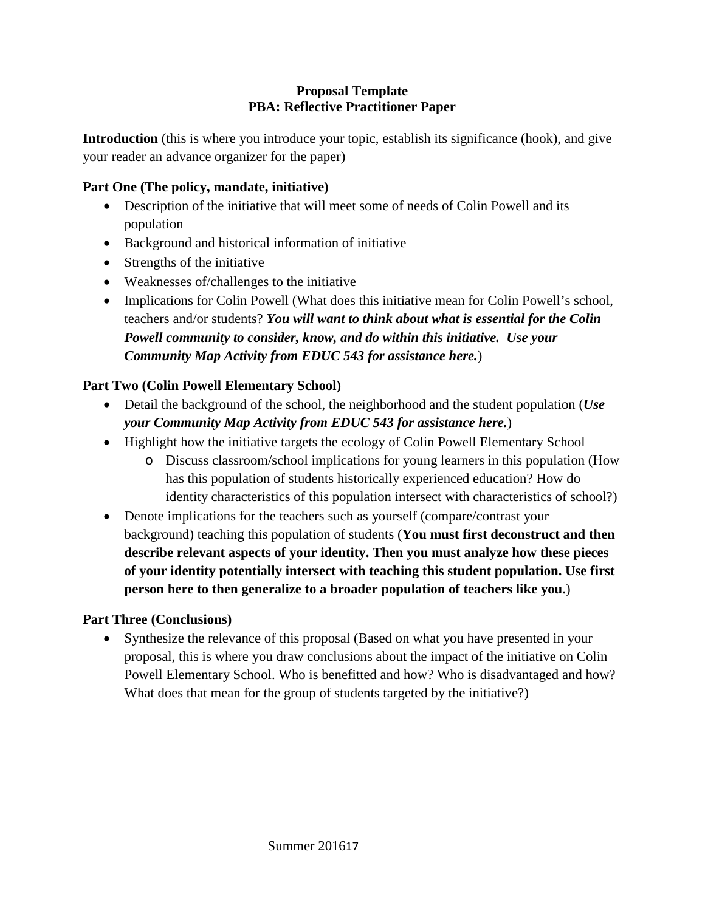**Proposal Template**
**PBA: Reflective Practitioner Paper**

**Introduction** (this is where you introduce your topic, establish its significance (hook), and give your reader an advance organizer for the paper)

**Part One (The policy, mandate, initiative)**

- Description of the initiative that will meet some of needs of Colin Powell and its population
- Background and historical information of initiative
- Strengths of the initiative
- Weaknesses of/challenges to the initiative
- Implications for Colin Powell (What does this initiative mean for Colin Powell's school, teachers and/or students? ***You will want to think about what is essential for the Colin Powell community to consider, know, and do within this initiative. Use your Community Map Activity from EDUC 543 for assistance here.***)

**Part Two (Colin Powell Elementary School)**

- Detail the background of the school, the neighborhood and the student population (***Use your Community Map Activity from EDUC 543 for assistance here.***)
- Highlight how the initiative targets the ecology of Colin Powell Elementary School
    - Discuss classroom/school implications for young learners in this population (How has this population of students historically experienced education? How do identity characteristics of this population intersect with characteristics of school?)
- Denote implications for the teachers such as yourself (compare/contrast your background) teaching this population of students (**You must first deconstruct and then describe relevant aspects of your identity. Then you must analyze how these pieces of your identity potentially intersect with teaching this student population. Use first person here to then generalize to a broader population of teachers like you.**)

**Part Three (Conclusions)**

- Synthesize the relevance of this proposal (Based on what you have presented in your proposal, this is where you draw conclusions about the impact of the initiative on Colin Powell Elementary School. Who is benefitted and how? Who is disadvantaged and how? What does that mean for the group of students targeted by the initiative?)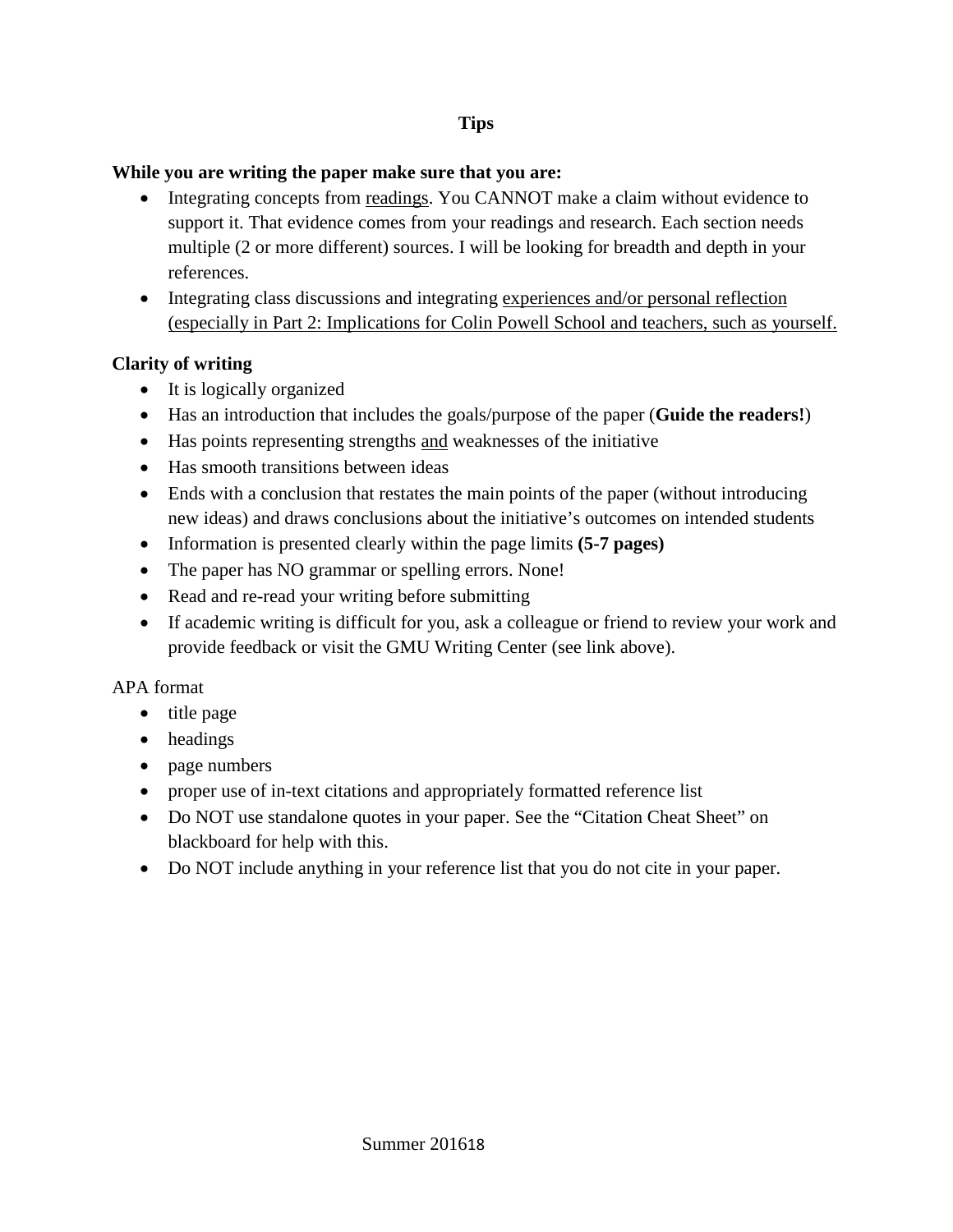## Tips

**While you are writing the paper make sure that you are:**

- Integrating concepts from readings. You CANNOT make a claim without evidence to support it. That evidence comes from your readings and research. Each section needs multiple (2 or more different) sources. I will be looking for breadth and depth in your references.
- Integrating class discussions and integrating experiences and/or personal reflection (especially in Part 2: Implications for Colin Powell School and teachers, such as yourself.

**Clarity of writing**

- It is logically organized
- Has an introduction that includes the goals/purpose of the paper (**Guide the readers!**)
- Has points representing strengths and weaknesses of the initiative
- Has smooth transitions between ideas
- Ends with a conclusion that restates the main points of the paper (without introducing new ideas) and draws conclusions about the initiative's outcomes on intended students
- Information is presented clearly within the page limits **(5-7 pages)**
- The paper has NO grammar or spelling errors. None!
- Read and re-read your writing before submitting
- If academic writing is difficult for you, ask a colleague or friend to review your work and provide feedback or visit the GMU Writing Center (see link above).

APA format

- title page
- headings
- page numbers
- proper use of in-text citations and appropriately formatted reference list
- Do NOT use standalone quotes in your paper. See the "Citation Cheat Sheet" on blackboard for help with this.
- Do NOT include anything in your reference list that you do not cite in your paper.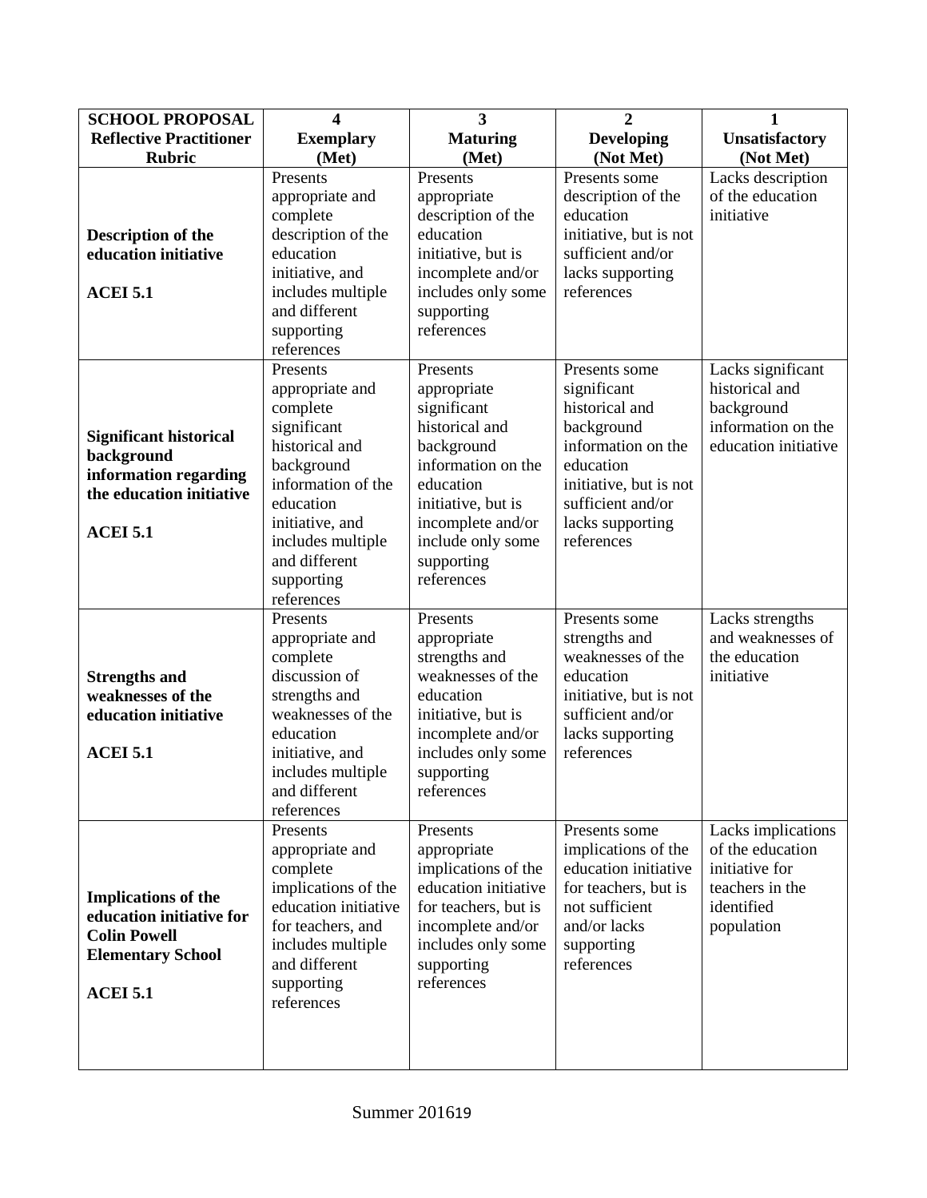| **SCHOOL PROPOSAL Reflective Practitioner Rubric** | **4 Exemplary (Met)** | **3 Maturing (Met)** | **2 Developing (Not Met)** | **1 Unsatisfactory (Not Met)** |
|---|---|---|---|---|
| **Description of the education initiative**<br><br>**ACEI 5.1** | Presents appropriate and complete description of the education initiative, and includes multiple and different supporting references | Presents appropriate description of the education initiative, but is incomplete and/or includes only some supporting references | Presents some description of the education initiative, but is not sufficient and/or lacks supporting references | Lacks description of the education initiative |
| **Significant historical background information regarding the education initiative**<br><br>**ACEI 5.1** | Presents appropriate and complete significant historical and background information of the education initiative, and includes multiple and different supporting references | Presents appropriate significant historical and background information on the education initiative, but is incomplete and/or include only some supporting references | Presents some significant historical and background information on the education initiative, but is not sufficient and/or lacks supporting references | Lacks significant historical and background information on the education initiative |
| **Strengths and weaknesses of the education initiative**<br><br>**ACEI 5.1** | Presents appropriate and complete discussion of strengths and weaknesses of the education initiative, and includes multiple and different references | Presents appropriate strengths and weaknesses of the education initiative, but is incomplete and/or includes only some supporting references | Presents some strengths and weaknesses of the education initiative, but is not sufficient and/or lacks supporting references | Lacks strengths and weaknesses of the education initiative |
| **Implications of the education initiative for Colin Powell Elementary School**<br><br>**ACEI 5.1** | Presents appropriate and complete implications of the education initiative for teachers, and includes multiple and different supporting references | Presents appropriate implications of the education initiative for teachers, but is incomplete and/or includes only some supporting references | Presents some implications of the education initiative for teachers, but is not sufficient and/or lacks supporting references | Lacks implications of the education initiative for teachers in the identified population |

Summer 2016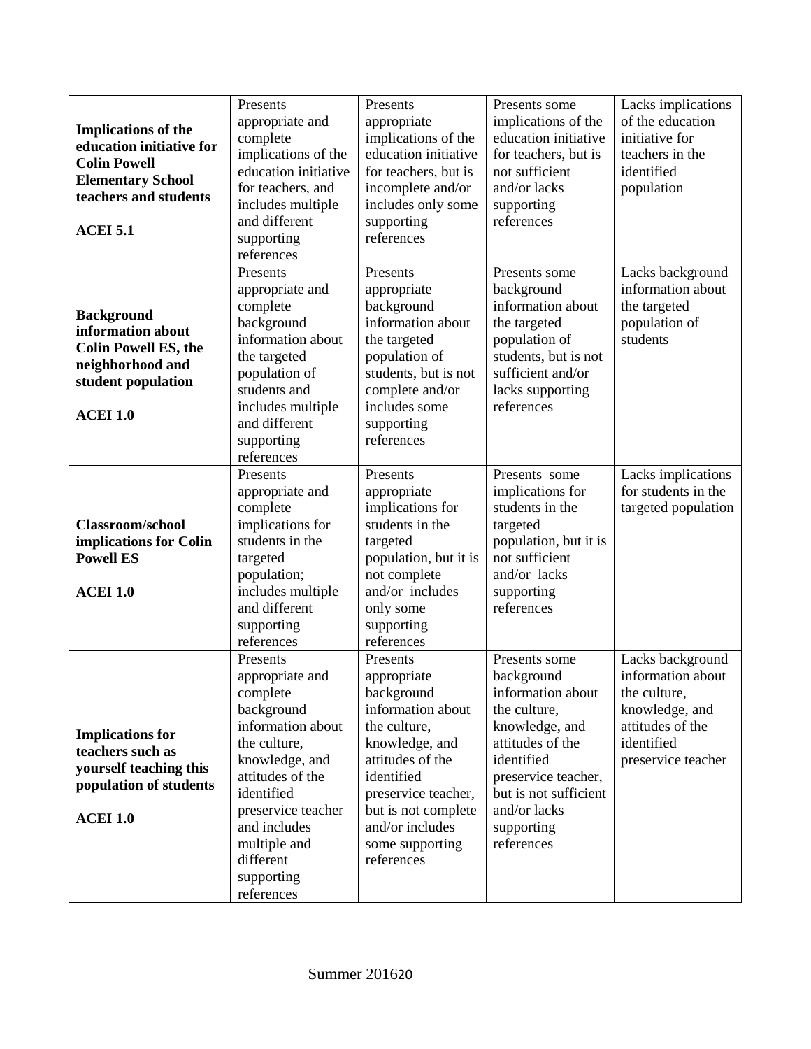| | | | | |
|---|---|---|---|---|
| **Implications of the education initiative for Colin Powell Elementary School teachers and students**<br><br>**ACEI 5.1** | Presents appropriate and complete implications of the education initiative for teachers, and includes multiple and different supporting references | Presents appropriate implications of the education initiative for teachers, but is incomplete and/or includes only some supporting references | Presents some implications of the education initiative for teachers, but is not sufficient and/or lacks supporting references | Lacks implications of the education initiative for teachers in the identified population |
| **Background information about Colin Powell ES, the neighborhood and student population**<br><br>**ACEI 1.0** | Presents appropriate and complete background information about the targeted population of students and includes multiple and different supporting references | Presents appropriate background information about the targeted population of students, but is not complete and/or includes some supporting references | Presents some background information about the targeted population of students, but is not sufficient and/or lacks supporting references | Lacks background information about the targeted population of students |
| **Classroom/school implications for Colin Powell ES**<br><br>**ACEI 1.0** | Presents appropriate and complete implications for students in the targeted population; includes multiple and different supporting references | Presents appropriate implications for students in the targeted population, but it is not complete and/or includes only some supporting references | Presents some implications for students in the targeted population, but it is not sufficient and/or lacks supporting references | Lacks implications for students in the targeted population |
| **Implications for teachers such as yourself teaching this population of students**<br><br>**ACEI 1.0** | Presents appropriate and complete background information about the culture, knowledge, and attitudes of the identified preservice teacher and includes multiple and different supporting references | Presents appropriate background information about the culture, knowledge, and attitudes of the identified preservice teacher, but is not complete and/or includes some supporting references | Presents some background information about the culture, knowledge, and attitudes of the identified preservice teacher, but is not sufficient and/or lacks supporting references | Lacks background information about the culture, knowledge, and attitudes of the identified preservice teacher |

Summer 2016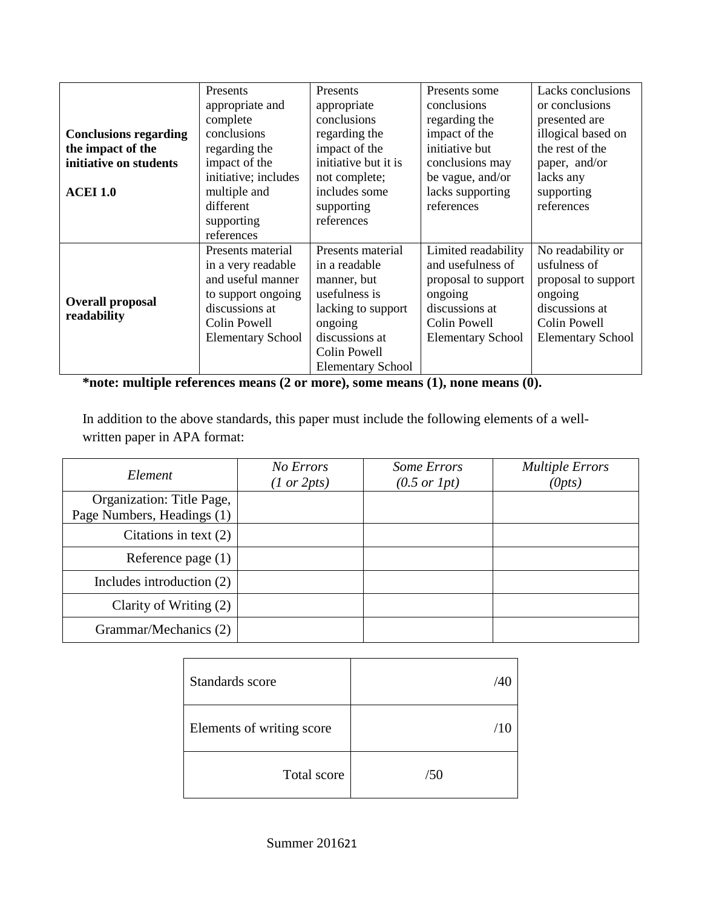| | | | | |
|---|---|---|---|---|
| **Conclusions regarding the impact of the initiative on students**<br><br>**ACEI 1.0** | Presents appropriate and complete conclusions regarding the impact of the initiative; includes multiple and different supporting references | Presents appropriate conclusions regarding the impact of the initiative but it is not complete; includes some supporting references | Presents some conclusions regarding the impact of the initiative but conclusions may be vague, and/or lacks supporting references | Lacks conclusions or conclusions presented are illogical based on the rest of the paper, and/or lacks any supporting references |
| **Overall proposal readability** | Presents material in a very readable and useful manner to support ongoing discussions at Colin Powell Elementary School | Presents material in a readable manner, but usefulness is lacking to support ongoing discussions at Colin Powell Elementary School | Limited readability and usefulness of proposal to support ongoing discussions at Colin Powell Elementary School | No readability or usfulness of proposal to support ongoing discussions at Colin Powell Elementary School |

**\*note: multiple references means (2 or more), some means (1), none means (0).**

In addition to the above standards, this paper must include the following elements of a well-written paper in APA format:

| *Element* | *No Errors (1 or 2pts)* | *Some Errors (0.5 or 1pt)* | *Multiple Errors (0pts)* |
|---|---|---|---|
| Organization: Title Page, Page Numbers, Headings (1) | | | |
| Citations in text (2) | | | |
| Reference page (1) | | | |
| Includes introduction (2) | | | |
| Clarity of Writing (2) | | | |
| Grammar/Mechanics (2) | | | |

| | |
|---|---|
| Standards score | /40 |
| Elements of writing score | /10 |
| Total score | /50 |

Summer 201621